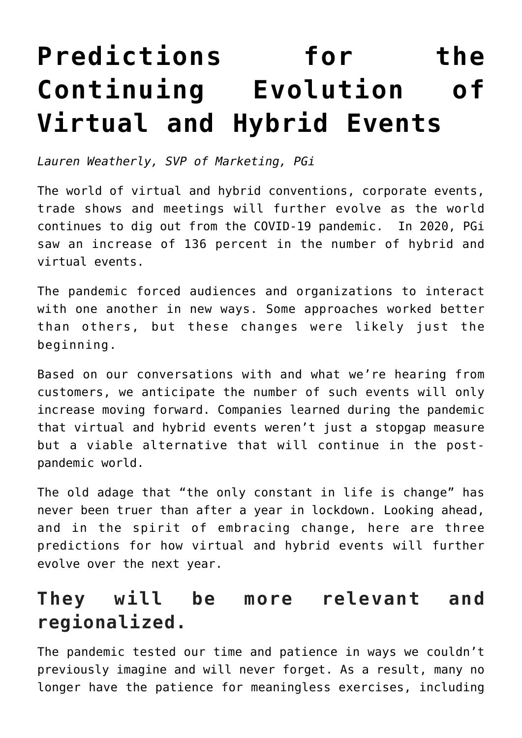# Predictions for the Continuing Evolution of Virtual and Hybrid Events

*Lauren Weatherly, SVP of Marketing, PGi*

The world of virtual and hybrid conventions, corporate events, trade shows and meetings will further evolve as the world continues to dig out from the COVID-19 pandemic.  In 2020, PGi saw an increase of 136 percent in the number of hybrid and virtual events.

The pandemic forced audiences and organizations to interact with one another in new ways. Some approaches worked better than others, but these changes were likely just the beginning.

Based on our conversations with and what we're hearing from customers, we anticipate the number of such events will only increase moving forward. Companies learned during the pandemic that virtual and hybrid events weren't just a stopgap measure but a viable alternative that will continue in the post-pandemic world.

The old adage that "the only constant in life is change" has never been truer than after a year in lockdown. Looking ahead, and in the spirit of embracing change, here are three predictions for how virtual and hybrid events will further evolve over the next year.

## They will be more relevant and regionalized.

The pandemic tested our time and patience in ways we couldn't previously imagine and will never forget. As a result, many no longer have the patience for meaningless exercises, including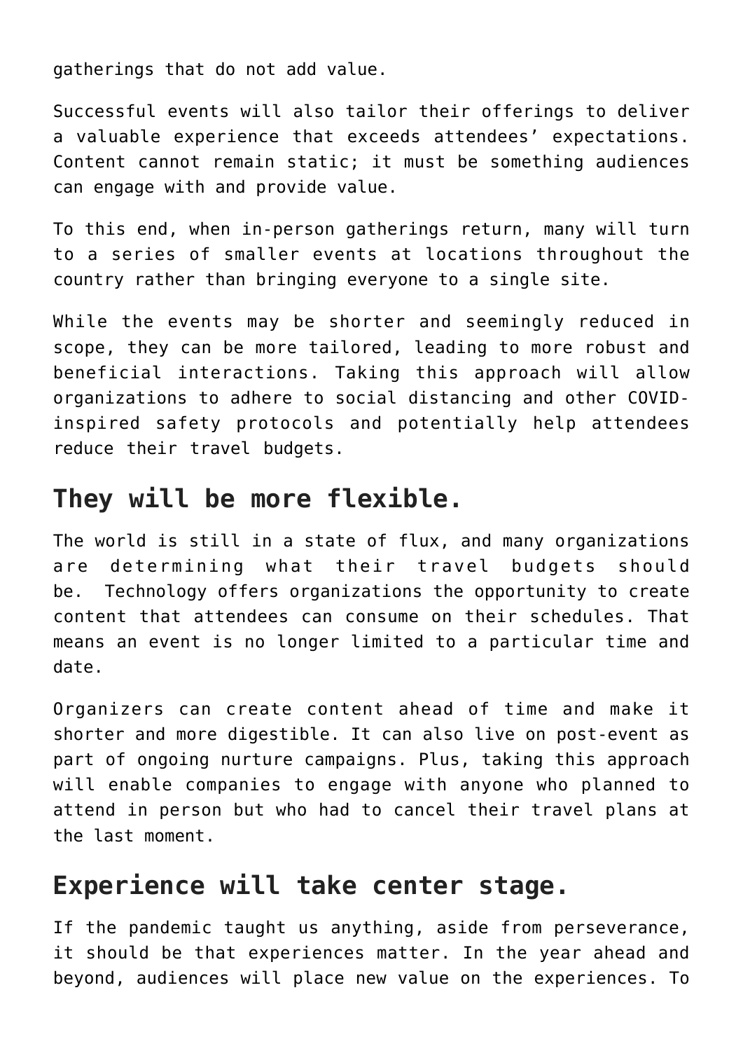gatherings that do not add value.

Successful events will also tailor their offerings to deliver a valuable experience that exceeds attendees' expectations. Content cannot remain static; it must be something audiences can engage with and provide value.

To this end, when in-person gatherings return, many will turn to a series of smaller events at locations throughout the country rather than bringing everyone to a single site.

While the events may be shorter and seemingly reduced in scope, they can be more tailored, leading to more robust and beneficial interactions. Taking this approach will allow organizations to adhere to social distancing and other COVID-inspired safety protocols and potentially help attendees reduce their travel budgets.

## They will be more flexible.

The world is still in a state of flux, and many organizations are determining what their travel budgets should be. Technology offers organizations the opportunity to create content that attendees can consume on their schedules. That means an event is no longer limited to a particular time and date.

Organizers can create content ahead of time and make it shorter and more digestible. It can also live on post-event as part of ongoing nurture campaigns. Plus, taking this approach will enable companies to engage with anyone who planned to attend in person but who had to cancel their travel plans at the last moment.

## Experience will take center stage.

If the pandemic taught us anything, aside from perseverance, it should be that experiences matter. In the year ahead and beyond, audiences will place new value on the experiences. To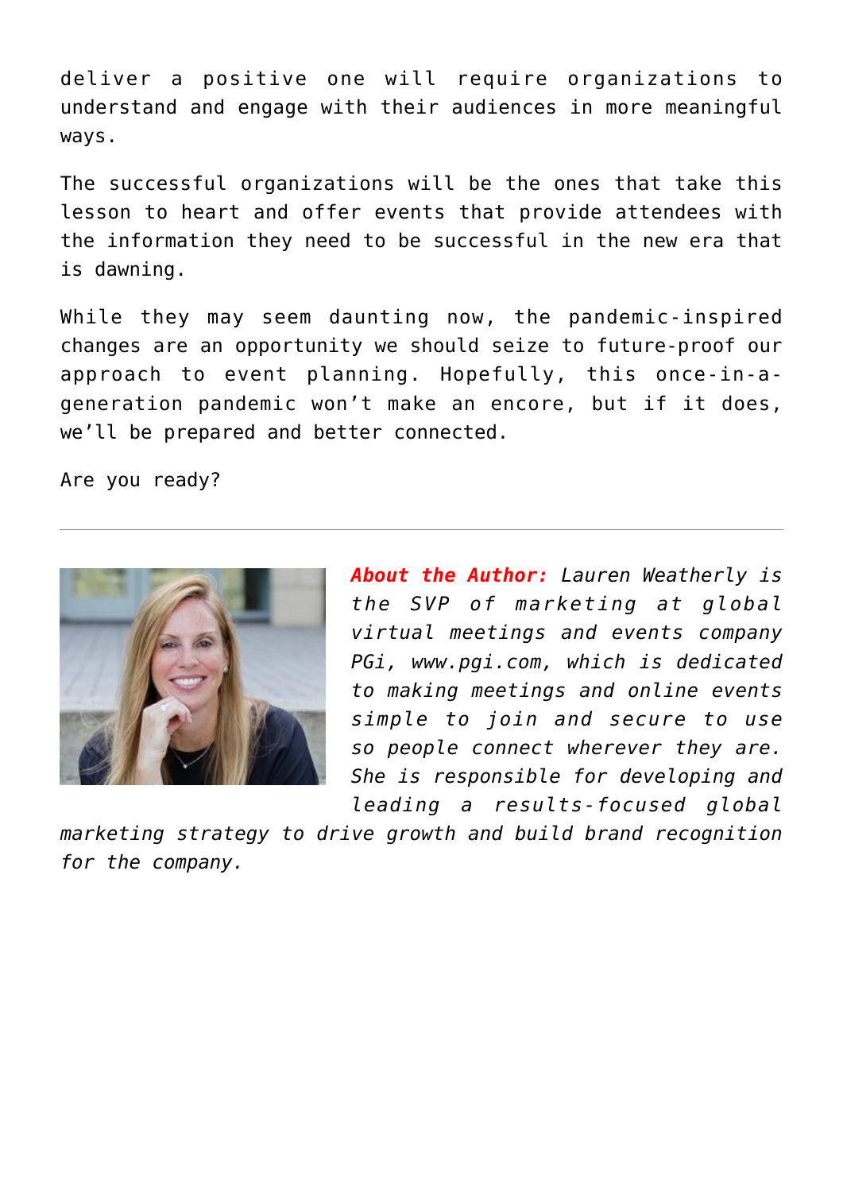deliver a positive one will require organizations to understand and engage with their audiences in more meaningful ways.

The successful organizations will be the ones that take this lesson to heart and offer events that provide attendees with the information they need to be successful in the new era that is dawning.

While they may seem daunting now, the pandemic-inspired changes are an opportunity we should seize to future-proof our approach to event planning. Hopefully, this once-in-a-generation pandemic won't make an encore, but if it does, we'll be prepared and better connected.

Are you ready?

---

***About the Author:*** *Lauren Weatherly is the SVP of marketing at global virtual meetings and events company PGi, www.pgi.com, which is dedicated to making meetings and online events simple to join and secure to use so people connect wherever they are. She is responsible for developing and leading a results-focused global marketing strategy to drive growth and build brand recognition for the company.*